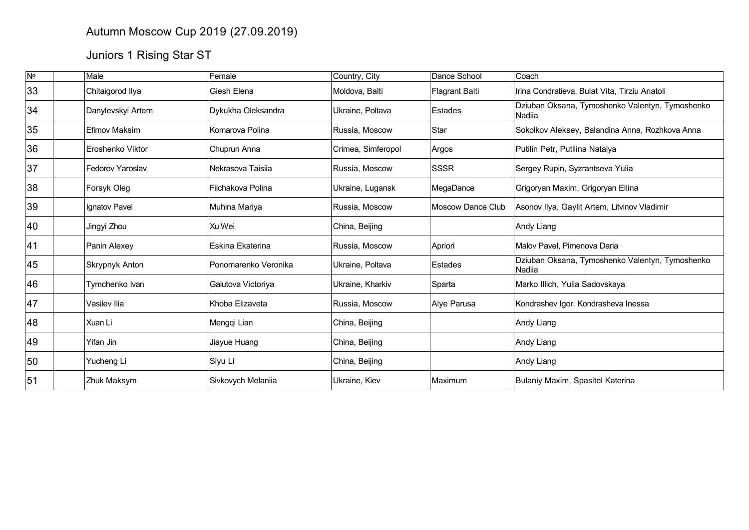# Autumn Moscow Cup 2019 (27.09.2019)

## Juniors 1 Rising Star ST

| № | | Male | Female | Country, City | Dance School | Coach |
|---|---|---|---|---|---|---|
| 33 | | Chitaigorod Ilya | Giesh Elena | Moldova, Balti | Flagrant Balti | Irina Condratieva, Bulat Vita, Tirziu Anatoli |
| 34 | | Danylevskyi Artem | Dykukha Oleksandra | Ukraine, Poltava | Estades | Dziuban Oksana, Tymoshenko Valentyn, Tymoshenko Nadiia |
| 35 | | Efimov Maksim | Komarova Polina | Russia, Moscow | Star | Sokolkov Aleksey, Balandina Anna, Rozhkova Anna |
| 36 | | Eroshenko Viktor | Chuprun Anna | Crimea, Simferopol | Argos | Putilin Petr, Putilina Natalya |
| 37 | | Fedorov Yaroslav | Nekrasova Taisiia | Russia, Moscow | SSSR | Sergey Rupin, Syzrantseva Yulia |
| 38 | | Forsyk Oleg | Filchakova Polina | Ukraine, Lugansk | MegaDance | Grigoryan Maxim, Grigoryan Ellina |
| 39 | | Ignatov Pavel | Muhina Mariya | Russia, Moscow | Moscow Dance Club | Asonov Ilya, Gaylit Artem, Litvinov Vladimir |
| 40 | | Jingyi Zhou | Xu Wei | China, Beijing | | Andy Liang |
| 41 | | Panin Alexey | Eskina Ekaterina | Russia, Moscow | Apriori | Malov Pavel, Pimenova Daria |
| 45 | | Skrypnyk Anton | Ponomarenko Veronika | Ukraine, Poltava | Estades | Dziuban Oksana, Tymoshenko Valentyn, Tymoshenko Nadiia |
| 46 | | Tymchenko Ivan | Galutova Victoriya | Ukraine, Kharkiv | Sparta | Marko Illich, Yulia Sadovskaya |
| 47 | | Vasilev Ilia | Khoba Elizaveta | Russia, Moscow | Alye Parusa | Kondrashev Igor, Kondrasheva Inessa |
| 48 | | Xuan Li | Mengqi Lian | China, Beijing | | Andy Liang |
| 49 | | Yifan Jin | Jiayue Huang | China, Beijing | | Andy Liang |
| 50 | | Yucheng Li | Siyu Li | China, Beijing | | Andy Liang |
| 51 | | Zhuk Maksym | Sivkovych Melaniia | Ukraine, Kiev | Maximum | Bulaniy Maxim, Spasitel Katerina |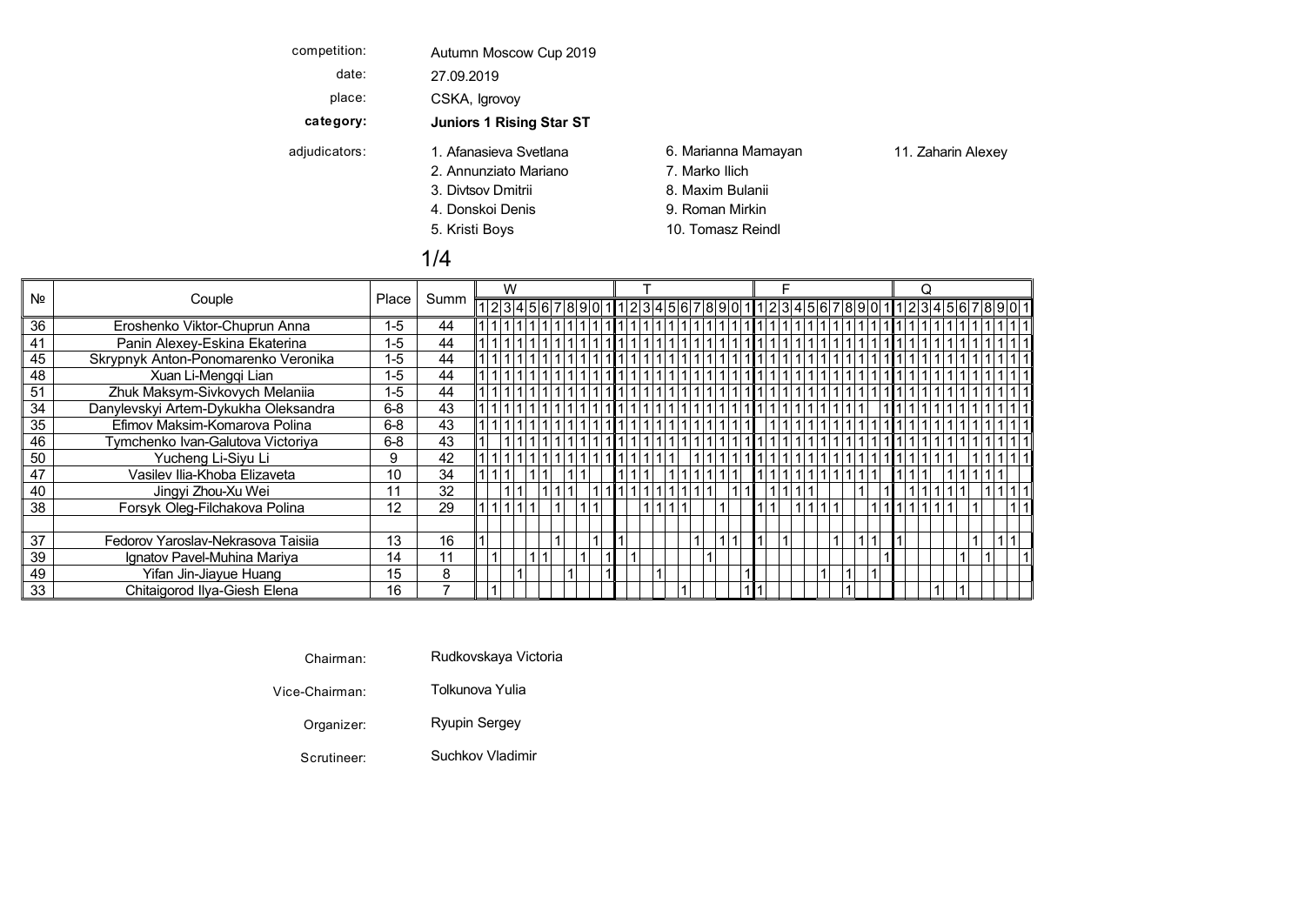| | |
|---|---|
| competition: | Autumn Moscow Cup 2019 |
| date: | 27.09.2019 |
| place: | CSKA, Igrovoy |
| **category:** | **Juniors 1 Rising Star ST** |

**adjudicators:**

1. Afanasieva Svetlana
2. Annunziato Mariano
3. Divtsov Dmitrii
4. Donskoi Denis
5. Kristi Boys
6. Marianna Mamayan
7. Marko Ilich
8. Maxim Bulanii
9. Roman Mirkin
10. Tomasz Reindl
11. Zaharin Alexey

## 1/4

| № | Couple | Place | Summ | W | | | | | | | | | | | T | | | | | | | | | | | F | | | | | | | | | | | Q | | | | | | | | | | |
|---|---|---|---|---|---|---|---|---|---|---|---|---|---|---|---|---|---|---|---|---|---|---|---|---|---|---|---|---|---|---|---|---|---|---|---|---|---|---|---|---|---|---|---|---|---|---|---|
| | | | | 1 | 2 | 3 | 4 | 5 | 6 | 7 | 8 | 9 | 0 | 1 | 1 | 2 | 3 | 4 | 5 | 6 | 7 | 8 | 9 | 0 | 1 | 1 | 2 | 3 | 4 | 5 | 6 | 7 | 8 | 9 | 0 | 1 | 1 | 2 | 3 | 4 | 5 | 6 | 7 | 8 | 9 | 0 | 1 |
| 36 | Eroshenko Viktor-Chuprun Anna | 1-5 | 44 | 1 | 1 | 1 | 1 | 1 | 1 | 1 | 1 | 1 | 1 | 1 | 1 | 1 | 1 | 1 | 1 | 1 | 1 | 1 | 1 | 1 | 1 | 1 | 1 | 1 | 1 | 1 | 1 | 1 | 1 | 1 | 1 | 1 | 1 | 1 | 1 | 1 | 1 | 1 | 1 | 1 | 1 | 1 | 1 |
| 41 | Panin Alexey-Eskina Ekaterina | 1-5 | 44 | 1 | 1 | 1 | 1 | 1 | 1 | 1 | 1 | 1 | 1 | 1 | 1 | 1 | 1 | 1 | 1 | 1 | 1 | 1 | 1 | 1 | 1 | 1 | 1 | 1 | 1 | 1 | 1 | 1 | 1 | 1 | 1 | 1 | 1 | 1 | 1 | 1 | 1 | 1 | 1 | 1 | 1 | 1 | 1 |
| 45 | Skrypnyk Anton-Ponomarenko Veronika | 1-5 | 44 | 1 | 1 | 1 | 1 | 1 | 1 | 1 | 1 | 1 | 1 | 1 | 1 | 1 | 1 | 1 | 1 | 1 | 1 | 1 | 1 | 1 | 1 | 1 | 1 | 1 | 1 | 1 | 1 | 1 | 1 | 1 | 1 | 1 | 1 | 1 | 1 | 1 | 1 | 1 | 1 | 1 | 1 | 1 | 1 |
| 48 | Xuan Li-Mengqi Lian | 1-5 | 44 | 1 | 1 | 1 | 1 | 1 | 1 | 1 | 1 | 1 | 1 | 1 | 1 | 1 | 1 | 1 | 1 | 1 | 1 | 1 | 1 | 1 | 1 | 1 | 1 | 1 | 1 | 1 | 1 | 1 | 1 | 1 | 1 | 1 | 1 | 1 | 1 | 1 | 1 | 1 | 1 | 1 | 1 | 1 | 1 |
| 51 | Zhuk Maksym-Sivkovych Melaniia | 1-5 | 44 | 1 | 1 | 1 | 1 | 1 | 1 | 1 | 1 | 1 | 1 | 1 | 1 | 1 | 1 | 1 | 1 | 1 | 1 | 1 | 1 | 1 | 1 | 1 | 1 | 1 | 1 | 1 | 1 | 1 | 1 | 1 | 1 | 1 | 1 | 1 | 1 | 1 | 1 | 1 | 1 | 1 | 1 | 1 | 1 |
| 34 | Danylevskyi Artem-Dykukha Oleksandra | 6-8 | 43 | 1 | 1 | 1 | 1 | 1 | 1 | 1 | 1 | 1 | 1 | 1 | 1 | 1 | 1 | 1 | 1 | 1 | 1 | 1 | 1 | 1 | 1 | 1 | 1 | 1 | 1 | 1 | 1 | 1 | 1 | 1 | | 1 | 1 | 1 | 1 | 1 | 1 | 1 | 1 | 1 | 1 | 1 | 1 |
| 35 | Efimov Maksim-Komarova Polina | 6-8 | 43 | 1 | 1 | 1 | 1 | 1 | 1 | 1 | 1 | 1 | 1 | 1 | 1 | 1 | 1 | 1 | 1 | 1 | 1 | 1 | 1 | 1 | 1 | | 1 | 1 | 1 | 1 | 1 | 1 | 1 | 1 | 1 | 1 | 1 | 1 | 1 | 1 | 1 | 1 | 1 | 1 | 1 | 1 | 1 |
| 46 | Tymchenko Ivan-Galutova Victoriya | 6-8 | 43 | 1 | | 1 | 1 | 1 | 1 | 1 | 1 | 1 | 1 | 1 | 1 | 1 | 1 | 1 | 1 | 1 | 1 | 1 | 1 | 1 | 1 | 1 | 1 | 1 | 1 | 1 | 1 | 1 | 1 | 1 | 1 | 1 | 1 | 1 | 1 | 1 | 1 | 1 | 1 | 1 | 1 | 1 | 1 |
| 50 | Yucheng Li-Siyu Li | 9 | 42 | 1 | 1 | 1 | 1 | 1 | 1 | 1 | 1 | 1 | 1 | 1 | 1 | 1 | 1 | 1 | 1 | | 1 | 1 | 1 | 1 | 1 | 1 | 1 | 1 | 1 | 1 | 1 | 1 | 1 | 1 | 1 | 1 | 1 | 1 | 1 | 1 | 1 | | 1 | 1 | 1 | 1 | 1 |
| 47 | Vasilev Ilia-Khoba Elizaveta | 10 | 34 | 1 | 1 | 1 | | | 1 | 1 | | 1 | 1 | | 1 | 1 | 1 | | 1 | 1 | 1 | 1 | 1 | 1 | | 1 | 1 | 1 | 1 | 1 | 1 | 1 | 1 | 1 | 1 | | 1 | 1 | 1 | | 1 | 1 | 1 | 1 | 1 | | |
| 40 | Jingyi Zhou-Xu Wei | 11 | 32 | | | 1 | 1 | | 1 | 1 | 1 | | 1 | 1 | 1 | 1 | 1 | 1 | 1 | 1 | 1 | 1 | | 1 | 1 | | 1 | 1 | 1 | 1 | | | | 1 | | 1 | | 1 | 1 | 1 | 1 | 1 | | 1 | 1 | 1 | 1 |
| 38 | Forsyk Oleg-Filchakova Polina | 12 | 29 | 1 | 1 | 1 | 1 | 1 | | 1 | | 1 | 1 | | | | 1 | 1 | 1 | 1 | | | 1 | | | 1 | 1 | | 1 | 1 | 1 | 1 | | | 1 | 1 | 1 | 1 | 1 | 1 | 1 | | 1 | | | 1 | 1 |
| | | | | | | | | | | | | | | | | | | | | | | | | | | | | | | | | | | | | | | | | | | | | | | | |
| 37 | Fedorov Yaroslav-Nekrasova Taisiia | 13 | 16 | 1 | | | | | | 1 | | | 1 | | 1 | | | | | | 1 | | | 1 | 1 | 1 | | 1 | | | | 1 | | 1 | 1 | | 1 | | | | | | 1 | | 1 | 1 | |
| 39 | Ignatov Pavel-Muhina Mariya | 14 | 11 | | 1 | | | | 1 | 1 | | 1 | | 1 | | 1 | | | | | | 1 | | | | | | | | | | | | | | 1 | | | | | | 1 | | 1 | | | 1 |
| 49 | Yifan Jin-Jiayue Huang | 15 | 8 | | | | 1 | | | | 1 | | | 1 | | | | 1 | | | | | | | 1 | | | | | | 1 | | 1 | | 1 | | | | | | | | | | | | |
| 33 | Chitaigorod Ilya-Giesh Elena | 16 | 7 | | 1 | | | | | | | | | | | | | | | 1 | | | | | 1 | 1 | | | | | | | 1 | | | | | | | 1 | | 1 | | | | | |

| | |
|---|---|
| Chairman: | Rudkovskaya Victoria |
| Vice-Chairman: | Tolkunova Yulia |
| Organizer: | Ryupin Sergey |
| Scrutineer: | Suchkov Vladimir |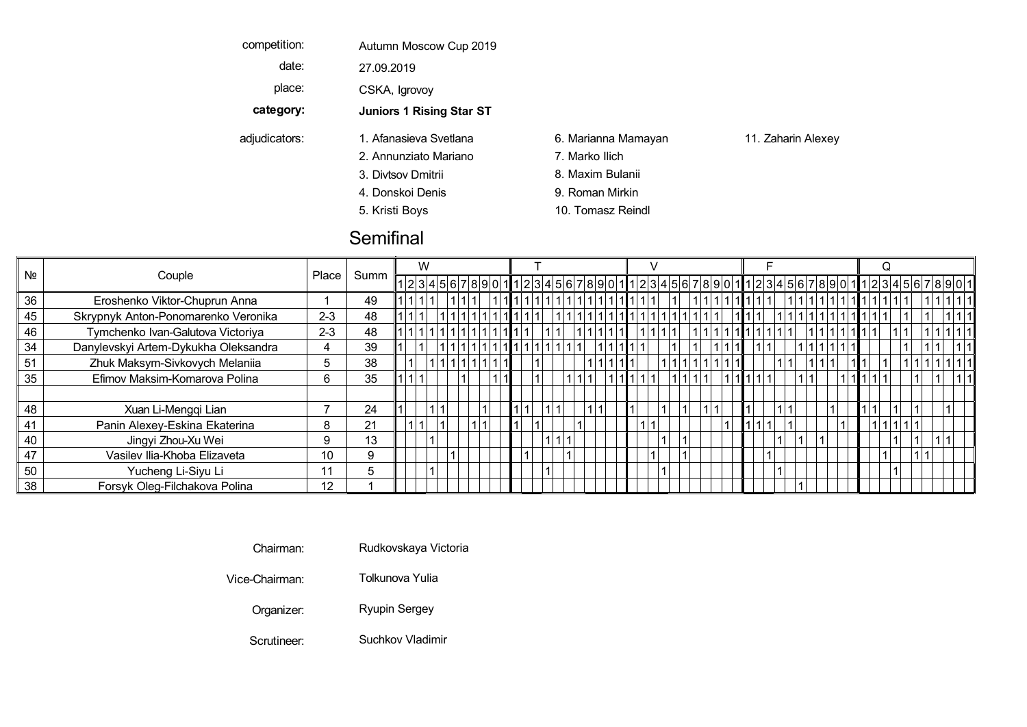| | |
|---|---|
| competition: | Autumn Moscow Cup 2019 |
| date: | 27.09.2019 |
| place: | CSKA, Igrovoy |
| **category:** | **Juniors 1 Rising Star ST** |

adjudicators:

1. Afanasieva Svetlana
2. Annunziato Mariano
3. Divtsov Dmitrii
4. Donskoi Denis
5. Kristi Boys
6. Marianna Mamayan
7. Marko Ilich
8. Maxim Bulanii
9. Roman Mirkin
10. Tomasz Reindl
11. Zaharin Alexey

## Semifinal

| № | Couple | Place | Summ | W | | | | | | | | | | | T | | | | | | | | | | | V | | | | | | | | | | | F | | | | | | | | | | | Q | | | | | | | | | | |
|---|---|---|---|---|---|---|---|---|---|---|---|---|---|---|---|---|---|---|---|---|---|---|---|---|---|---|---|---|---|---|---|---|---|---|---|---|---|---|---|---|---|---|---|---|---|---|---|---|---|---|---|---|---|---|---|---|---|---|
| | | | | 1 | 2 | 3 | 4 | 5 | 6 | 7 | 8 | 9 | 0 | 1 | 1 | 2 | 3 | 4 | 5 | 6 | 7 | 8 | 9 | 0 | 1 | 1 | 2 | 3 | 4 | 5 | 6 | 7 | 8 | 9 | 0 | 1 | 1 | 2 | 3 | 4 | 5 | 6 | 7 | 8 | 9 | 0 | 1 | 1 | 2 | 3 | 4 | 5 | 6 | 7 | 8 | 9 | 0 | 1 |
| 36 | Eroshenko Viktor-Chuprun Anna | 1 | 49 | 1 | 1 | 1 | 1 | | 1 | 1 | 1 | | 1 | 1 | 1 | 1 | 1 | 1 | 1 | 1 | 1 | 1 | 1 | 1 | 1 | 1 | 1 | 1 | | 1 | | 1 | 1 | 1 | 1 | 1 | 1 | 1 | 1 | | 1 | 1 | 1 | 1 | 1 | 1 | 1 | 1 | 1 | 1 | 1 | 1 | | 1 | 1 | 1 | 1 | 1 |
| 45 | Skrypnyk Anton-Ponomarenko Veronika | 2-3 | 48 | 1 | 1 | 1 | | 1 | 1 | 1 | 1 | 1 | 1 | 1 | 1 | 1 | 1 | | 1 | 1 | 1 | 1 | 1 | 1 | 1 | 1 | 1 | 1 | 1 | 1 | 1 | 1 | 1 | 1 | | 1 | 1 | 1 | | 1 | 1 | 1 | 1 | 1 | 1 | 1 | 1 | 1 | 1 | 1 | | 1 | | 1 | | 1 | 1 | 1 |
| 46 | Tymchenko Ivan-Galutova Victoriya | 2-3 | 48 | 1 | 1 | 1 | 1 | 1 | 1 | 1 | 1 | 1 | 1 | 1 | 1 | 1 | | 1 | 1 | | 1 | 1 | 1 | 1 | 1 | | 1 | 1 | 1 | 1 | | 1 | 1 | 1 | 1 | 1 | 1 | 1 | 1 | 1 | 1 | | 1 | 1 | 1 | 1 | 1 | 1 | 1 | | | 1 | 1 | 1 | 1 | 1 | 1 | 1 |
| 34 | Danylevskyi Artem-Dykukha Oleksandra | 4 | 39 | 1 | | 1 | | 1 | 1 | 1 | 1 | 1 | 1 | 1 | 1 | 1 | 1 | 1 | 1 | 1 | 1 | | 1 | 1 | 1 | 1 | 1 | | | 1 | | 1 | | 1 | 1 | 1 | | 1 | 1 | | | 1 | 1 | 1 | 1 | 1 | 1 | | | | | 1 | | 1 | 1 | | 1 | 1 |
| 51 | Zhuk Maksym-Sivkovych Melaniia | 5 | 38 | | 1 | | 1 | 1 | 1 | 1 | 1 | 1 | 1 | 1 | | | 1 | | | | | 1 | 1 | 1 | 1 | 1 | | | 1 | 1 | 1 | 1 | 1 | 1 | 1 | 1 | | | | 1 | 1 | | 1 | 1 | 1 | | 1 | 1 | | 1 | | 1 | 1 | 1 | 1 | 1 | 1 | 1 |
| 35 | Efimov Maksim-Komarova Polina | 6 | 35 | 1 | 1 | 1 | | | | 1 | | | 1 | 1 | | | 1 | | | 1 | 1 | 1 | | 1 | 1 | 1 | 1 | 1 | | 1 | 1 | 1 | 1 | | 1 | 1 | 1 | 1 | 1 | | | 1 | 1 | | | 1 | 1 | 1 | 1 | 1 | | | 1 | | 1 | | 1 | 1 |
| | | | | | | | | | | | | | | | | | | | | | | | | | | | | | | | | | | | | | | | | | | | | | | | | | | | | | | | | | | |
| 48 | Xuan Li-Mengqi Lian | 7 | 24 | 1 | | | 1 | 1 | | | | 1 | | | 1 | 1 | | 1 | 1 | | | 1 | 1 | | | 1 | | | 1 | | 1 | | 1 | 1 | | | 1 | | | 1 | 1 | | | | 1 | | | 1 | 1 | | 1 | | 1 | | | 1 | | |
| 41 | Panin Alexey-Eskina Ekaterina | 8 | 21 | | 1 | 1 | | 1 | | | 1 | 1 | | | 1 | | 1 | | | | 1 | | | | | | 1 | 1 | | | | | | | 1 | | 1 | 1 | 1 | | 1 | | | | | 1 | | | 1 | 1 | 1 | 1 | 1 | | | | | |
| 40 | Jingyi Zhou-Xu Wei | 9 | 13 | | | | 1 | | | | | | | | | | | 1 | 1 | 1 | | | | | | | | | 1 | | 1 | | | | | | | | | 1 | | 1 | | 1 | | | | | | | 1 | | 1 | 1 | 1 | | | |
| 47 | Vasilev Ilia-Khoba Elizaveta | 10 | 9 | | | | | | 1 | | | | | | | 1 | | | | 1 | | | | | | | | 1 | | | 1 | | | | | | | | 1 | | | | | | | | | | | 1 | | | 1 | 1 | | | | |
| 50 | Yucheng Li-Siyu Li | 11 | 5 | | | | 1 | | | | | | | | | | | 1 | | | | | | | | | | | 1 | | | | | | | | | | | 1 | | | | | | | | | | | 1 | | | | | | | |
| 38 | Forsyk Oleg-Filchakova Polina | 12 | 1 | | | | | | | | | | | | | | | | | | | | | | | | | | | | | | | | | | | | | | | | 1 | | | | | | | | | | | | | | | |

| | |
|---|---|
| Chairman: | Rudkovskaya Victoria |
| Vice-Chairman: | Tolkunova Yulia |
| Organizer: | Ryupin Sergey |
| Scrutineer: | Suchkov Vladimir |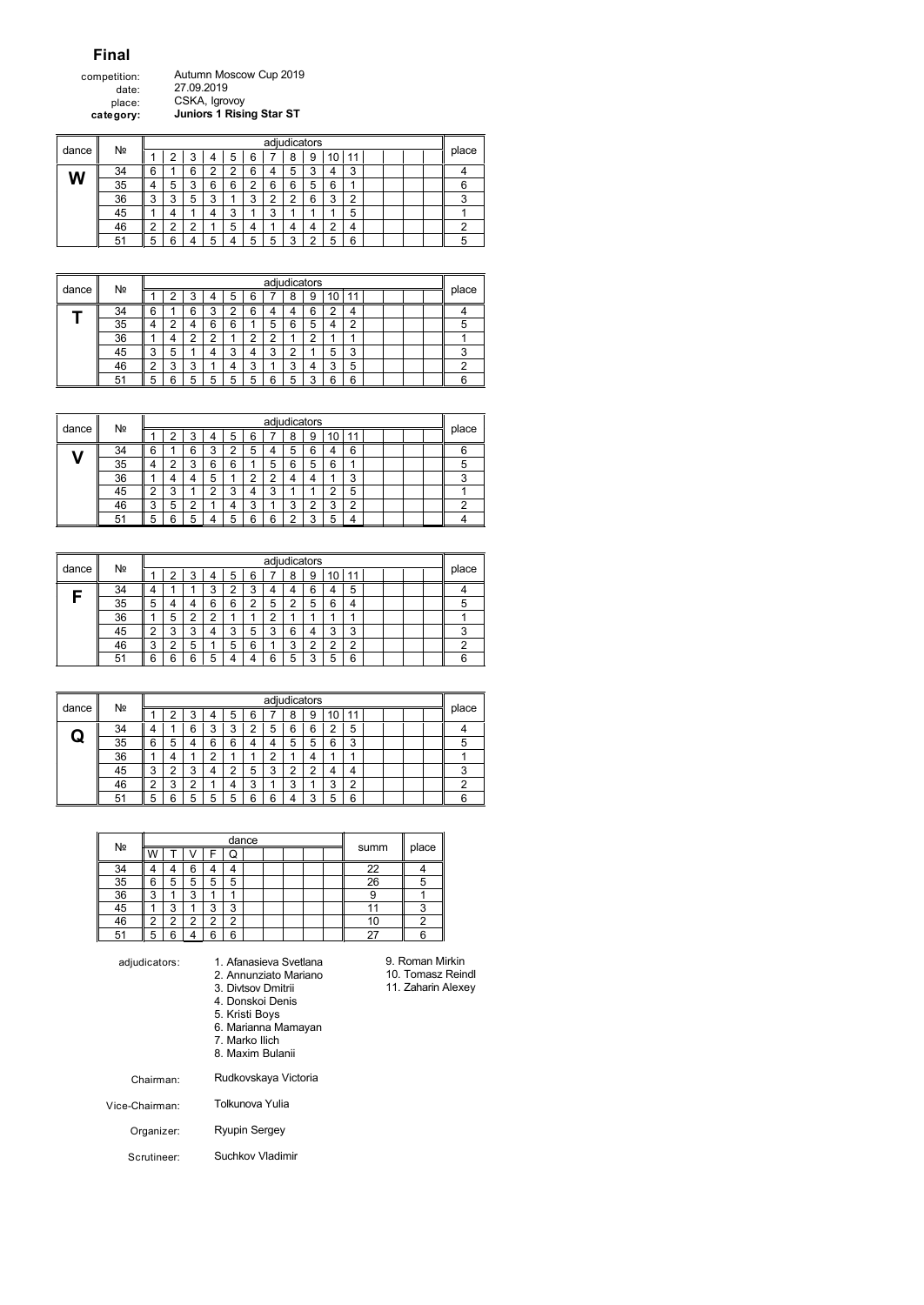## Final

competition: Autumn Moscow Cup 2019
date: 27.09.2019
place: CSKA, Igrovoy
**category: Juniors 1 Rising Star ST**

| dance | № | 1 | 2 | 3 | 4 | 5 | 6 | 7 | 8 | 9 | 10 | 11 | place |
|---|---|---|---|---|---|---|---|---|---|---|---|---|---|
| **W** | 34 | 6 | 1 | 6 | 2 | 2 | 6 | 4 | 5 | 3 | 4 | 3 | 4 |
| | 35 | 4 | 5 | 3 | 6 | 6 | 2 | 6 | 6 | 5 | 6 | 1 | 6 |
| | 36 | 3 | 3 | 5 | 3 | 1 | 3 | 2 | 2 | 6 | 3 | 2 | 3 |
| | 45 | 1 | 4 | 1 | 4 | 3 | 1 | 3 | 1 | 1 | 1 | 5 | 1 |
| | 46 | 2 | 2 | 2 | 1 | 5 | 4 | 1 | 4 | 4 | 2 | 4 | 2 |
| | 51 | 5 | 6 | 4 | 5 | 4 | 5 | 5 | 3 | 2 | 5 | 6 | 5 |

| dance | № | 1 | 2 | 3 | 4 | 5 | 6 | 7 | 8 | 9 | 10 | 11 | place |
|---|---|---|---|---|---|---|---|---|---|---|---|---|---|
| **T** | 34 | 6 | 1 | 6 | 3 | 2 | 6 | 4 | 4 | 6 | 2 | 4 | 4 |
| | 35 | 4 | 2 | 4 | 6 | 6 | 1 | 5 | 6 | 5 | 4 | 2 | 5 |
| | 36 | 1 | 4 | 2 | 2 | 1 | 2 | 2 | 1 | 2 | 1 | 1 | 1 |
| | 45 | 3 | 5 | 1 | 4 | 3 | 4 | 3 | 2 | 1 | 5 | 3 | 3 |
| | 46 | 2 | 3 | 3 | 1 | 4 | 3 | 1 | 3 | 4 | 3 | 5 | 2 |
| | 51 | 5 | 6 | 5 | 5 | 5 | 5 | 6 | 5 | 3 | 6 | 6 | 6 |

| dance | № | 1 | 2 | 3 | 4 | 5 | 6 | 7 | 8 | 9 | 10 | 11 | place |
|---|---|---|---|---|---|---|---|---|---|---|---|---|---|
| **V** | 34 | 6 | 1 | 6 | 3 | 2 | 5 | 4 | 5 | 6 | 4 | 6 | 6 |
| | 35 | 4 | 2 | 3 | 6 | 6 | 1 | 5 | 6 | 5 | 6 | 1 | 5 |
| | 36 | 1 | 4 | 4 | 5 | 1 | 2 | 2 | 4 | 4 | 1 | 3 | 3 |
| | 45 | 2 | 3 | 1 | 2 | 3 | 4 | 3 | 1 | 1 | 2 | 5 | 1 |
| | 46 | 3 | 5 | 2 | 1 | 4 | 3 | 1 | 3 | 2 | 3 | 2 | 2 |
| | 51 | 5 | 6 | 5 | 4 | 5 | 6 | 6 | 2 | 3 | 5 | 4 | 4 |

| dance | № | 1 | 2 | 3 | 4 | 5 | 6 | 7 | 8 | 9 | 10 | 11 | place |
|---|---|---|---|---|---|---|---|---|---|---|---|---|---|
| **F** | 34 | 4 | 1 | 1 | 3 | 2 | 3 | 4 | 4 | 6 | 4 | 5 | 4 |
| | 35 | 5 | 4 | 4 | 6 | 6 | 2 | 5 | 2 | 5 | 6 | 4 | 5 |
| | 36 | 1 | 5 | 2 | 2 | 1 | 1 | 2 | 1 | 1 | 1 | 1 | 1 |
| | 45 | 2 | 3 | 3 | 4 | 3 | 5 | 3 | 6 | 4 | 3 | 3 | 3 |
| | 46 | 3 | 2 | 5 | 1 | 5 | 6 | 1 | 3 | 2 | 2 | 2 | 2 |
| | 51 | 6 | 6 | 6 | 5 | 4 | 4 | 6 | 5 | 3 | 5 | 6 | 6 |

| dance | № | 1 | 2 | 3 | 4 | 5 | 6 | 7 | 8 | 9 | 10 | 11 | place |
|---|---|---|---|---|---|---|---|---|---|---|---|---|---|
| **Q** | 34 | 4 | 1 | 6 | 3 | 3 | 2 | 5 | 6 | 6 | 2 | 5 | 4 |
| | 35 | 6 | 5 | 4 | 6 | 6 | 4 | 4 | 5 | 5 | 6 | 3 | 5 |
| | 36 | 1 | 4 | 1 | 2 | 1 | 1 | 2 | 1 | 4 | 1 | 1 | 1 |
| | 45 | 3 | 2 | 3 | 4 | 2 | 5 | 3 | 2 | 2 | 4 | 4 | 3 |
| | 46 | 2 | 3 | 2 | 1 | 4 | 3 | 1 | 3 | 1 | 3 | 2 | 2 |
| | 51 | 5 | 6 | 5 | 5 | 5 | 6 | 6 | 4 | 3 | 5 | 6 | 6 |

| № | W | T | V | F | Q | summ | place |
|---|---|---|---|---|---|---|---|
| 34 | 4 | 4 | 6 | 4 | 4 | 22 | 4 |
| 35 | 6 | 5 | 5 | 5 | 5 | 26 | 5 |
| 36 | 3 | 1 | 3 | 1 | 1 | 9 | 1 |
| 45 | 1 | 3 | 1 | 3 | 3 | 11 | 3 |
| 46 | 2 | 2 | 2 | 2 | 2 | 10 | 2 |
| 51 | 5 | 6 | 4 | 6 | 6 | 27 | 6 |

adjudicators:

1. Afanasieva Svetlana
2. Annunziato Mariano
3. Divtsov Dmitrii
4. Donskoi Denis
5. Kristi Boys
6. Marianna Mamayan
7. Marko Ilich
8. Maxim Bulanii
9. Roman Mirkin
10. Tomasz Reindl
11. Zaharin Alexey

Chairman: Rudkovskaya Victoria

Vice-Chairman: Tolkunova Yulia

Organizer: Ryupin Sergey

Scrutineer: Suchkov Vladimir